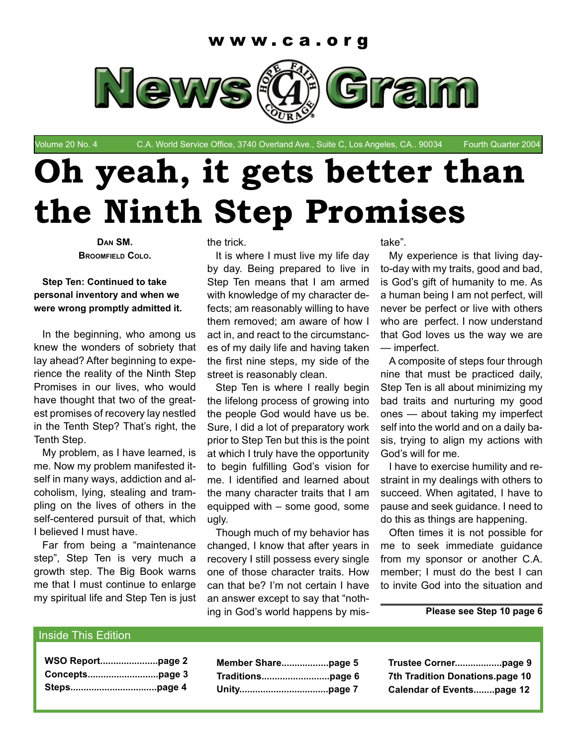www.ca.org

# News Gram

Volume 20 No. 4 — C.A. World Service Office, 3740 Overland Ave., Suite C, Los Angeles, CA.. 90034 — Fourth Quarter 2004

# Oh yeah, it gets better than the Ninth Step Promises

**Dan SM.**
**Broomfield Colo.**

**Step Ten: Continued to take personal inventory and when we were wrong promptly admitted it.**

In the beginning, who among us knew the wonders of sobriety that lay ahead? After beginning to experience the reality of the Ninth Step Promises in our lives, who would have thought that two of the greatest promises of recovery lay nestled in the Tenth Step? That's right, the Tenth Step.

My problem, as I have learned, is me. Now my problem manifested itself in many ways, addiction and alcoholism, lying, stealing and trampling on the lives of others in the self-centered pursuit of that, which I believed I must have.

Far from being a "maintenance step", Step Ten is very much a growth step. The Big Book warns me that I must continue to enlarge my spiritual life and Step Ten is just the trick.

It is where I must live my life day by day. Being prepared to live in Step Ten means that I am armed with knowledge of my character defects; am reasonably willing to have them removed; am aware of how I act in, and react to the circumstances of my daily life and having taken the first nine steps, my side of the street is reasonably clean.

Step Ten is where I really begin the lifelong process of growing into the people God would have us be. Sure, I did a lot of preparatory work prior to Step Ten but this is the point at which I truly have the opportunity to begin fulfilling God's vision for me. I identified and learned about the many character traits that I am equipped with – some good, some ugly.

Though much of my behavior has changed, I know that after years in recovery I still possess every single one of those character traits. How can that be? I'm not certain I have an answer except to say that "nothing in God's world happens by mistake".

My experience is that living day-to-day with my traits, good and bad, is God's gift of humanity to me. As a human being I am not perfect, will never be perfect or live with others who are perfect. I now understand that God loves us the way we are — imperfect.

A composite of steps four through nine that must be practiced daily, Step Ten is all about minimizing my bad traits and nurturing my good ones — about taking my imperfect self into the world and on a daily basis, trying to align my actions with God's will for me.

I have to exercise humility and restraint in my dealings with others to succeed. When agitated, I have to pause and seek guidance. I need to do this as things are happening.

Often times it is not possible for me to seek immediate guidance from my sponsor or another C.A. member; I must do the best I can to invite God into the situation and

**Please see Step 10 page 6**

## Inside This Edition

**WSO Report......................page 2**
**Concepts...........................page 3**
**Steps.................................page 4**
**Member Share..................page 5**
**Traditions..........................page 6**
**Unity.................................page 7**
**Trustee Corner..................page 9**
**7th Tradition Donations.page 10**
**Calendar of Events........page 12**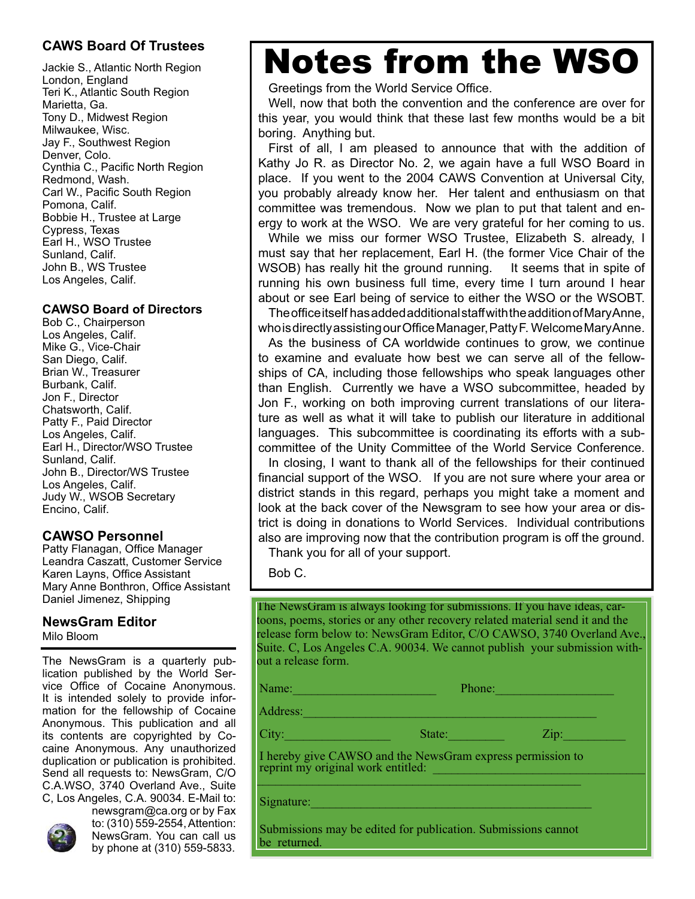## CAWS Board Of Trustees

Jackie S., Atlantic North Region
London, England
Teri K., Atlantic South Region
Marietta, Ga.
Tony D., Midwest Region
Milwaukee, Wisc.
Jay F., Southwest Region
Denver, Colo.
Cynthia C., Pacific North Region
Redmond, Wash.
Carl W., Pacific South Region
Pomona, Calif.
Bobbie H., Trustee at Large
Cypress, Texas
Earl H., WSO Trustee
Sunland, Calif.
John B., WS Trustee
Los Angeles, Calif.

## CAWSO Board of Directors

Bob C., Chairperson
Los Angeles, Calif.
Mike G., Vice-Chair
San Diego, Calif.
Brian W., Treasurer
Burbank, Calif.
Jon F., Director
Chatsworth, Calif.
Patty F., Paid Director
Los Angeles, Calif.
Earl H., Director/WSO Trustee
Sunland, Calif.
John B., Director/WS Trustee
Los Angeles, Calif.
Judy W., WSOB Secretary
Encino, Calif.

## CAWSO Personnel

Patty Flanagan, Office Manager
Leandra Caszatt, Customer Service
Karen Layns, Office Assistant
Mary Anne Bonthron, Office Assistant
Daniel Jimenez, Shipping

## NewsGram Editor

Milo Bloom

The NewsGram is a quarterly publication published by the World Service Office of Cocaine Anonymous. It is intended solely to provide information for the fellowship of Cocaine Anonymous. This publication and all its contents are copyrighted by Cocaine Anonymous. Any unauthorized duplication or publication is prohibited. Send all requests to: NewsGram, C/O C.A.WSO, 3740 Overland Ave., Suite C, Los Angeles, C.A. 90034. E-Mail to: newsgram@ca.org or by Fax to: (310) 559-2554, Attention: NewsGram. You can call us by phone at (310) 559-5833.

# Notes from the WSO

Greetings from the World Service Office.

Well, now that both the convention and the conference are over for this year, you would think that these last few months would be a bit boring. Anything but.

First of all, I am pleased to announce that with the addition of Kathy Jo R. as Director No. 2, we again have a full WSO Board in place. If you went to the 2004 CAWS Convention at Universal City, you probably already know her. Her talent and enthusiasm on that committee was tremendous. Now we plan to put that talent and energy to work at the WSO. We are very grateful for her coming to us.

While we miss our former WSO Trustee, Elizabeth S. already, I must say that her replacement, Earl H. (the former Vice Chair of the WSOB) has really hit the ground running. It seems that in spite of running his own business full time, every time I turn around I hear about or see Earl being of service to either the WSO or the WSOBT.

The office itself has added additional staff with the addition of Mary Anne, who is directly assisting our Office Manager, Patty F. Welcome Mary Anne.

As the business of CA worldwide continues to grow, we continue to examine and evaluate how best we can serve all of the fellowships of CA, including those fellowships who speak languages other than English. Currently we have a WSO subcommittee, headed by Jon F., working on both improving current translations of our literature as well as what it will take to publish our literature in additional languages. This subcommittee is coordinating its efforts with a subcommittee of the Unity Committee of the World Service Conference.

In closing, I want to thank all of the fellowships for their continued financial support of the WSO. If you are not sure where your area or district stands in this regard, perhaps you might take a moment and look at the back cover of the Newsgram to see how your area or district is doing in donations to World Services. Individual contributions also are improving now that the contribution program is off the ground.

Thank you for all of your support.

Bob C.

The NewsGram is always looking for submissions. If you have ideas, cartoons, poems, stories or any other recovery related material send it and the release form below to: NewsGram Editor, C/O CAWSO, 3740 Overland Ave., Suite. C, Los Angeles C.A. 90034. We cannot publish your submission without a release form.

Name:______________________ Phone:__________________

Address:_____________________________________________

City:________________ State:________ Zip:_________

I hereby give CAWSO and the NewsGram express permission to reprint my original work entitled: _________________________________
_______________________________________________

Signature:___________________________________________

Submissions may be edited for publication. Submissions cannot be returned.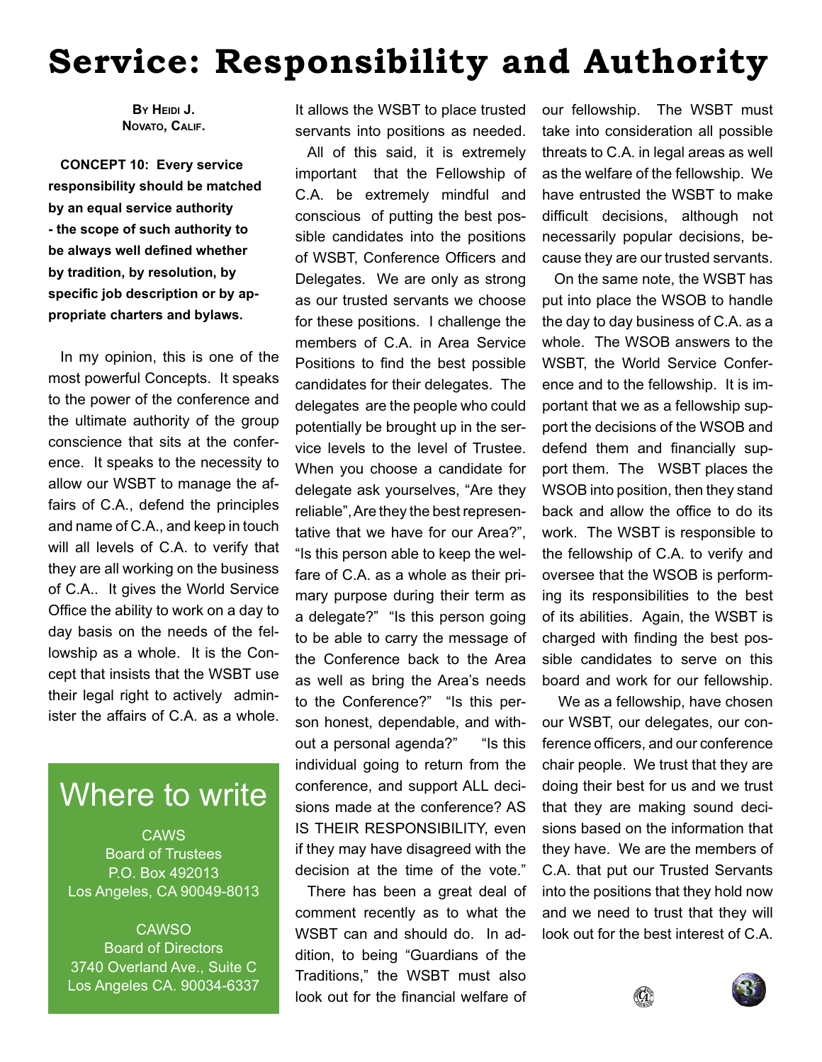# Service: Responsibility and Authority

**By Heidi J.**
**Novato, Calif.**

**CONCEPT 10: Every service responsibility should be matched by an equal service authority - the scope of such authority to be always well defined whether by tradition, by resolution, by specific job description or by appropriate charters and bylaws.**

In my opinion, this is one of the most powerful Concepts. It speaks to the power of the conference and the ultimate authority of the group conscience that sits at the conference. It speaks to the necessity to allow our WSBT to manage the affairs of C.A., defend the principles and name of C.A., and keep in touch will all levels of C.A. to verify that they are all working on the business of C.A.. It gives the World Service Office the ability to work on a day to day basis on the needs of the fellowship as a whole. It is the Concept that insists that the WSBT use their legal right to actively administer the affairs of C.A. as a whole. It allows the WSBT to place trusted servants into positions as needed.

All of this said, it is extremely important that the Fellowship of C.A. be extremely mindful and conscious of putting the best possible candidates into the positions of WSBT, Conference Officers and Delegates. We are only as strong as our trusted servants we choose for these positions. I challenge the members of C.A. in Area Service Positions to find the best possible candidates for their delegates. The delegates are the people who could potentially be brought up in the service levels to the level of Trustee. When you choose a candidate for delegate ask yourselves, "Are they reliable", Are they the best representative that we have for our Area?", "Is this person able to keep the welfare of C.A. as a whole as their primary purpose during their term as a delegate?" "Is this person going to be able to carry the message of the Conference back to the Area as well as bring the Area's needs to the Conference?" "Is this person honest, dependable, and without a personal agenda?" "Is this individual going to return from the conference, and support ALL decisions made at the conference? AS IS THEIR RESPONSIBILITY, even if they may have disagreed with the decision at the time of the vote."

There has been a great deal of comment recently as to what the WSBT can and should do. In addition, to being "Guardians of the Traditions," the WSBT must also look out for the financial welfare of our fellowship. The WSBT must take into consideration all possible threats to C.A. in legal areas as well as the welfare of the fellowship. We have entrusted the WSBT to make difficult decisions, although not necessarily popular decisions, because they are our trusted servants.

On the same note, the WSBT has put into place the WSOB to handle the day to day business of C.A. as a whole. The WSOB answers to the WSBT, the World Service Conference and to the fellowship. It is important that we as a fellowship support the decisions of the WSOB and defend them and financially support them. The WSBT places the WSOB into position, then they stand back and allow the office to do its work. The WSBT is responsible to the fellowship of C.A. to verify and oversee that the WSOB is performing its responsibilities to the best of its abilities. Again, the WSBT is charged with finding the best possible candidates to serve on this board and work for our fellowship.

We as a fellowship, have chosen our WSBT, our delegates, our conference officers, and our conference chair people. We trust that they are doing their best for us and we trust that they are making sound decisions based on the information that they have. We are the members of C.A. that put our Trusted Servants into the positions that they hold now and we need to trust that they will look out for the best interest of C.A.

## Where to write

CAWS
Board of Trustees
P.O. Box 492013
Los Angeles, CA 90049-8013

CAWSO
Board of Directors
3740 Overland Ave., Suite C
Los Angeles CA. 90034-6337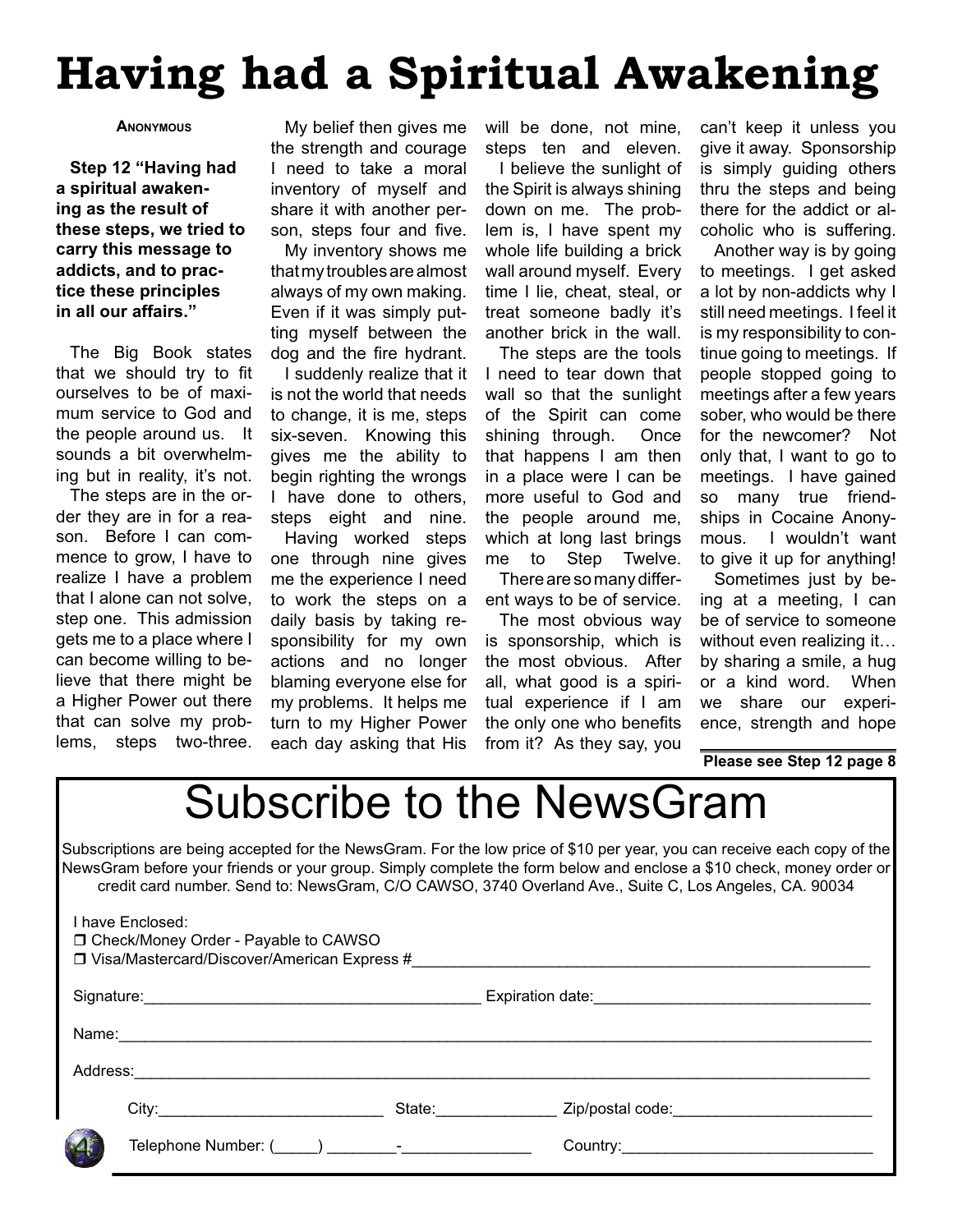# Having had a Spiritual Awakening

**Anonymous**

**Step 12 "Having had a spiritual awakening as the result of these steps, we tried to carry this message to addicts, and to practice these principles in all our affairs."**

The Big Book states that we should try to fit ourselves to be of maximum service to God and the people around us. It sounds a bit overwhelming but in reality, it's not.

The steps are in the order they are in for a reason. Before I can commence to grow, I have to realize I have a problem that I alone can not solve, step one. This admission gets me to a place where I can become willing to believe that there might be a Higher Power out there that can solve my problems, steps two-three.

My belief then gives me the strength and courage I need to take a moral inventory of myself and share it with another person, steps four and five.

My inventory shows me that my troubles are almost always of my own making. Even if it was simply putting myself between the dog and the fire hydrant.

I suddenly realize that it is not the world that needs to change, it is me, steps six-seven. Knowing this gives me the ability to begin righting the wrongs I have done to others, steps eight and nine.

Having worked steps one through nine gives me the experience I need to work the steps on a daily basis by taking responsibility for my own actions and no longer blaming everyone else for my problems. It helps me turn to my Higher Power each day asking that His will be done, not mine, steps ten and eleven.

I believe the sunlight of the Spirit is always shining down on me. The problem is, I have spent my whole life building a brick wall around myself. Every time I lie, cheat, steal, or treat someone badly it's another brick in the wall.

The steps are the tools I need to tear down that wall so that the sunlight of the Spirit can come shining through. Once that happens I am then in a place were I can be more useful to God and the people around me, which at long last brings me to Step Twelve.

There are so many different ways to be of service.

The most obvious way is sponsorship, which is the most obvious. After all, what good is a spiritual experience if I am the only one who benefits from it? As they say, you can't keep it unless you give it away. Sponsorship is simply guiding others thru the steps and being there for the addict or alcoholic who is suffering.

Another way is by going to meetings. I get asked a lot by non-addicts why I still need meetings. I feel it is my responsibility to continue going to meetings. If people stopped going to meetings after a few years sober, who would be there for the newcomer? Not only that, I want to go to meetings. I have gained so many true friendships in Cocaine Anonymous. I wouldn't want to give it up for anything!

Sometimes just by being at a meeting, I can be of service to someone without even realizing it… by sharing a smile, a hug or a kind word. When we share our experience, strength and hope

**Please see Step 12 page 8**

# Subscribe to the NewsGram

Subscriptions are being accepted for the NewsGram. For the low price of $10 per year, you can receive each copy of the NewsGram before your friends or your group. Simply complete the form below and enclose a $10 check, money order or credit card number. Send to: NewsGram, C/O CAWSO, 3740 Overland Ave., Suite C, Los Angeles, CA. 90034

I have Enclosed:

❒ Check/Money Order - Payable to CAWSO

❒ Visa/Mastercard/Discover/American Express #\_\_\_\_\_\_\_\_\_\_\_\_\_\_\_\_\_\_\_\_\_\_\_\_\_\_\_\_\_\_\_\_\_\_\_\_\_\_\_\_\_\_\_\_\_\_\_\_

Signature:\_\_\_\_\_\_\_\_\_\_\_\_\_\_\_\_\_\_\_\_\_\_\_\_\_\_\_\_\_\_\_\_\_\_\_\_ Expiration date:\_\_\_\_\_\_\_\_\_\_\_\_\_\_\_\_\_\_\_\_\_\_\_\_\_\_\_\_

Name:\_\_\_\_\_\_\_\_\_\_\_\_\_\_\_\_\_\_\_\_\_\_\_\_\_\_\_\_\_\_\_\_\_\_\_\_\_\_\_\_\_\_\_\_\_\_\_\_\_\_\_\_\_\_\_\_\_\_\_\_\_\_\_\_\_\_\_\_\_\_\_\_\_\_\_\_\_\_\_\_

Address:\_\_\_\_\_\_\_\_\_\_\_\_\_\_\_\_\_\_\_\_\_\_\_\_\_\_\_\_\_\_\_\_\_\_\_\_\_\_\_\_\_\_\_\_\_\_\_\_\_\_\_\_\_\_\_\_\_\_\_\_\_\_\_\_\_\_\_\_\_\_\_\_\_\_\_\_\_\_

City:\_\_\_\_\_\_\_\_\_\_\_\_\_\_\_\_\_\_\_\_\_\_\_\_ State:\_\_\_\_\_\_\_\_\_\_\_\_ Zip/postal code:\_\_\_\_\_\_\_\_\_\_\_\_\_\_\_\_\_\_\_\_\_

Telephone Number: (\_\_\_\_\_) \_\_\_\_\_\_\_\_-\_\_\_\_\_\_\_\_\_\_\_\_\_\_\_ Country:\_\_\_\_\_\_\_\_\_\_\_\_\_\_\_\_\_\_\_\_\_\_\_\_\_\_\_\_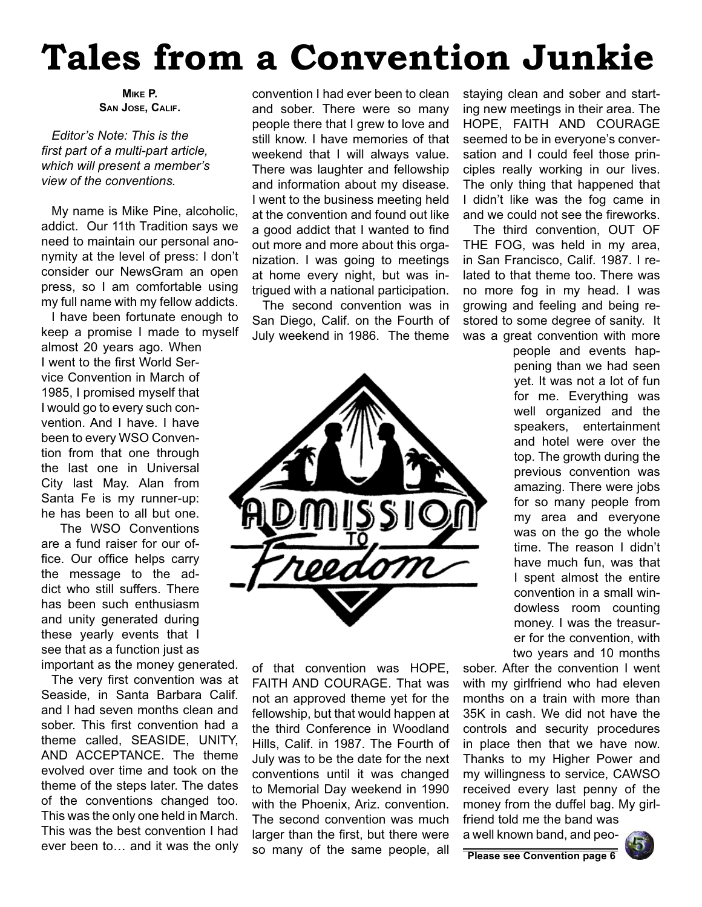# Tales from a Convention Junkie

**Mike P.**
**San Jose, Calif.**

*Editor's Note: This is the first part of a multi-part article, which will present a member's view of the conventions.*

My name is Mike Pine, alcoholic, addict. Our 11th Tradition says we need to maintain our personal anonymity at the level of press: I don't consider our NewsGram an open press, so I am comfortable using my full name with my fellow addicts.

I have been fortunate enough to keep a promise I made to myself almost 20 years ago. When I went to the first World Service Convention in March of 1985, I promised myself that I would go to every such convention. And I have. I have been to every WSO Convention from that one through the last one in Universal City last May. Alan from Santa Fe is my runner-up: he has been to all but one.

The WSO Conventions are a fund raiser for our office. Our office helps carry the message to the addict who still suffers. There has been such enthusiasm and unity generated during these yearly events that I see that as a function just as important as the money generated.

The very first convention was at Seaside, in Santa Barbara Calif. and I had seven months clean and sober. This first convention had a theme called, SEASIDE, UNITY, AND ACCEPTANCE. The theme evolved over time and took on the theme of the steps later. The dates of the conventions changed too. This was the only one held in March. This was the best convention I had ever been to… and it was the only convention I had ever been to clean and sober. There were so many people there that I grew to love and still know. I have memories of that weekend that I will always value. There was laughter and fellowship and information about my disease. I went to the business meeting held at the convention and found out like a good addict that I wanted to find out more and more about this organization. I was going to meetings at home every night, but was intrigued with a national participation.

The second convention was in San Diego, Calif. on the Fourth of July weekend in 1986. The theme of that convention was HOPE, FAITH AND COURAGE. That was not an approved theme yet for the fellowship, but that would happen at the third Conference in Woodland Hills, Calif. in 1987. The Fourth of July was to be the date for the next conventions until it was changed to Memorial Day weekend in 1990 with the Phoenix, Ariz. convention. The second convention was much larger than the first, but there were so many of the same people, all staying clean and sober and starting new meetings in their area. The HOPE, FAITH AND COURAGE seemed to be in everyone's conversation and I could feel those principles really working in our lives. The only thing that happened that I didn't like was the fog came in and we could not see the fireworks.

The third convention, OUT OF THE FOG, was held in my area, in San Francisco, Calif. 1987. I related to that theme too. There was no more fog in my head. I was growing and feeling and being restored to some degree of sanity. It was a great convention with more people and events happening than we had seen yet. It was not a lot of fun for me. Everything was well organized and the speakers, entertainment and hotel were over the top. The growth during the previous convention was amazing. There were jobs for so many people from my area and everyone was on the go the whole time. The reason I didn't have much fun, was that I spent almost the entire convention in a small windowless room counting money. I was the treasurer for the convention, with two years and 10 months sober. After the convention I went with my girlfriend who had eleven months on a train with more than 35K in cash. We did not have the controls and security procedures in place then that we have now. Thanks to my Higher Power and my willingness to service, CAWSO received every last penny of the money from the duffel bag. My girlfriend told me the band was a well known band, and peo-

**Please see Convention page 6**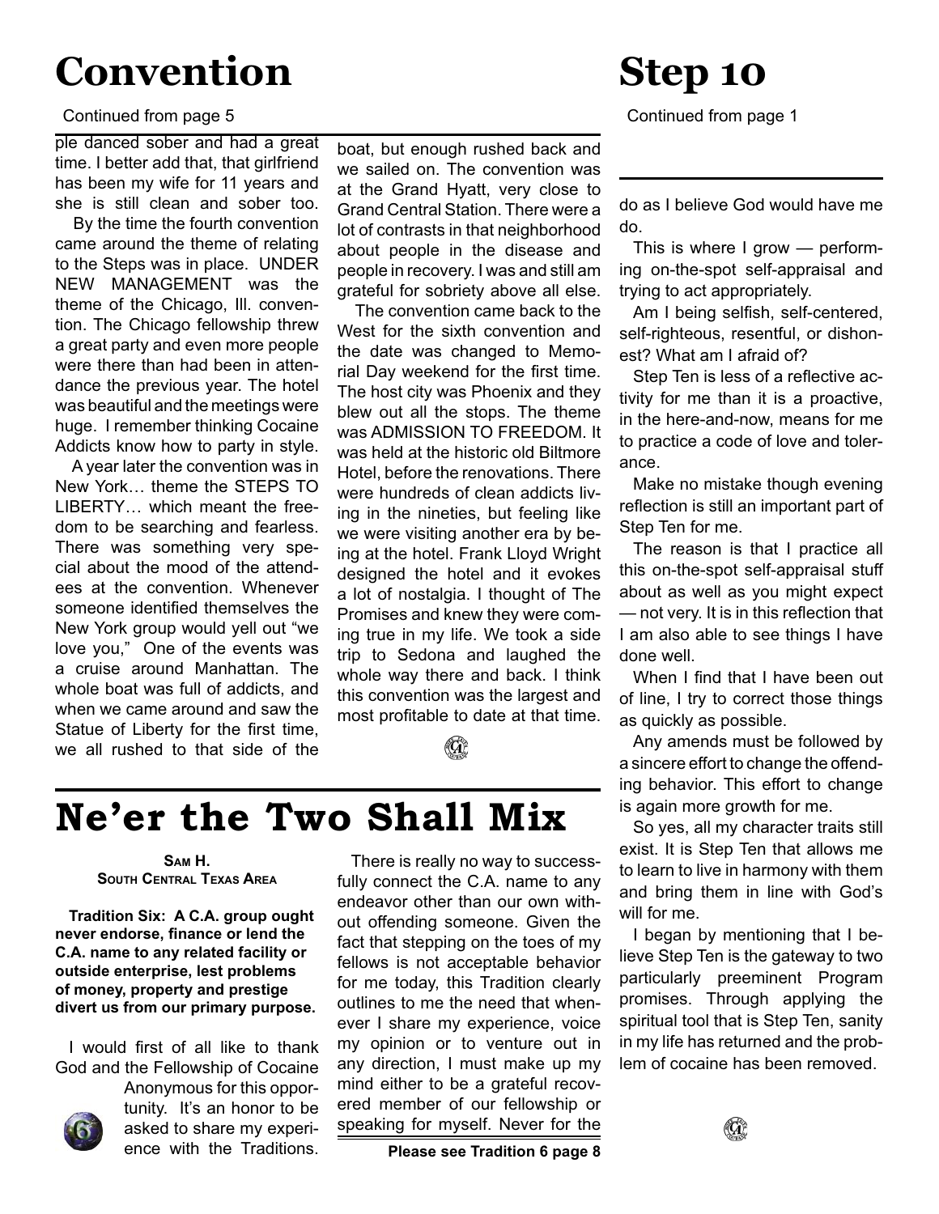# Convention

Continued from page 5

ple danced sober and had a great time. I better add that, that girlfriend has been my wife for 11 years and she is still clean and sober too.

By the time the fourth convention came around the theme of relating to the Steps was in place. UNDER NEW MANAGEMENT was the theme of the Chicago, Ill. convention. The Chicago fellowship threw a great party and even more people were there than had been in attendance the previous year. The hotel was beautiful and the meetings were huge. I remember thinking Cocaine Addicts know how to party in style.

A year later the convention was in New York… theme the STEPS TO LIBERTY… which meant the freedom to be searching and fearless. There was something very special about the mood of the attendees at the convention. Whenever someone identified themselves the New York group would yell out "we love you," One of the events was a cruise around Manhattan. The whole boat was full of addicts, and when we came around and saw the Statue of Liberty for the first time, we all rushed to that side of the boat, but enough rushed back and we sailed on. The convention was at the Grand Hyatt, very close to Grand Central Station. There were a lot of contrasts in that neighborhood about people in the disease and people in recovery. I was and still am grateful for sobriety above all else.

The convention came back to the West for the sixth convention and the date was changed to Memorial Day weekend for the first time. The host city was Phoenix and they blew out all the stops. The theme was ADMISSION TO FREEDOM. It was held at the historic old Biltmore Hotel, before the renovations. There were hundreds of clean addicts living in the nineties, but feeling like we were visiting another era by being at the hotel. Frank Lloyd Wright designed the hotel and it evokes a lot of nostalgia. I thought of The Promises and knew they were coming true in my life. We took a side trip to Sedona and laughed the whole way there and back. I think this convention was the largest and most profitable to date at that time.

# Ne'er the Two Shall Mix

**Sam H.**
**South Central Texas Area**

**Tradition Six: A C.A. group ought never endorse, finance or lend the C.A. name to any related facility or outside enterprise, lest problems of money, property and prestige divert us from our primary purpose.**

I would first of all like to thank God and the Fellowship of Cocaine Anonymous for this opportunity. It's an honor to be asked to share my experience with the Traditions.

There is really no way to successfully connect the C.A. name to any endeavor other than our own without offending someone. Given the fact that stepping on the toes of my fellows is not acceptable behavior for me today, this Tradition clearly outlines to me the need that whenever I share my experience, voice my opinion or to venture out in any direction, I must make up my mind either to be a grateful recovered member of our fellowship or speaking for myself. Never for the

**Please see Tradition 6 page 8**

# Step 10

Continued from page 1

do as I believe God would have me do.

This is where I grow — performing on-the-spot self-appraisal and trying to act appropriately.

Am I being selfish, self-centered, self-righteous, resentful, or dishonest? What am I afraid of?

Step Ten is less of a reflective activity for me than it is a proactive, in the here-and-now, means for me to practice a code of love and tolerance.

Make no mistake though evening reflection is still an important part of Step Ten for me.

The reason is that I practice all this on-the-spot self-appraisal stuff about as well as you might expect — not very. It is in this reflection that I am also able to see things I have done well.

When I find that I have been out of line, I try to correct those things as quickly as possible.

Any amends must be followed by a sincere effort to change the offending behavior. This effort to change is again more growth for me.

So yes, all my character traits still exist. It is Step Ten that allows me to learn to live in harmony with them and bring them in line with God's will for me.

I began by mentioning that I believe Step Ten is the gateway to two particularly preeminent Program promises. Through applying the spiritual tool that is Step Ten, sanity in my life has returned and the problem of cocaine has been removed.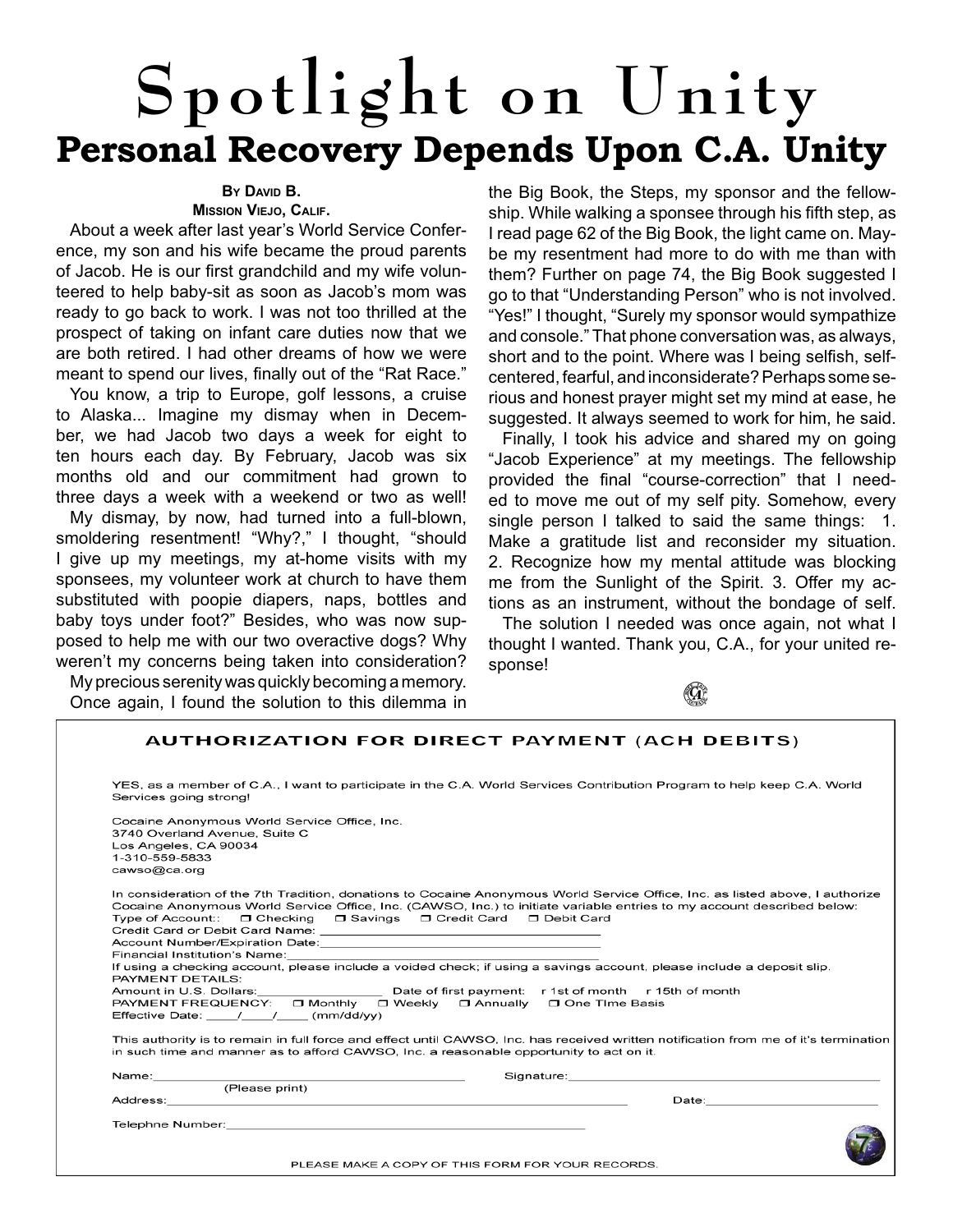# Spotlight on Unity

## Personal Recovery Depends Upon C.A. Unity

**By David B.**
**Mission Viejo, Calif.**

About a week after last year's World Service Conference, my son and his wife became the proud parents of Jacob. He is our first grandchild and my wife volunteered to help baby-sit as soon as Jacob's mom was ready to go back to work. I was not too thrilled at the prospect of taking on infant care duties now that we are both retired. I had other dreams of how we were meant to spend our lives, finally out of the "Rat Race."

You know, a trip to Europe, golf lessons, a cruise to Alaska... Imagine my dismay when in December, we had Jacob two days a week for eight to ten hours each day. By February, Jacob was six months old and our commitment had grown to three days a week with a weekend or two as well!

My dismay, by now, had turned into a full-blown, smoldering resentment! "Why?," I thought, "should I give up my meetings, my at-home visits with my sponsees, my volunteer work at church to have them substituted with poopie diapers, naps, bottles and baby toys under foot?" Besides, who was now supposed to help me with our two overactive dogs? Why weren't my concerns being taken into consideration? My precious serenity was quickly becoming a memory.

Once again, I found the solution to this dilemma in the Big Book, the Steps, my sponsor and the fellowship. While walking a sponsee through his fifth step, as I read page 62 of the Big Book, the light came on. Maybe my resentment had more to do with me than with them? Further on page 74, the Big Book suggested I go to that "Understanding Person" who is not involved. "Yes!" I thought, "Surely my sponsor would sympathize and console." That phone conversation was, as always, short and to the point. Where was I being selfish, self-centered, fearful, and inconsiderate? Perhaps some serious and honest prayer might set my mind at ease, he suggested. It always seemed to work for him, he said.

Finally, I took his advice and shared my on going "Jacob Experience" at my meetings. The fellowship provided the final "course-correction" that I needed to move me out of my self pity. Somehow, every single person I talked to said the same things: 1. Make a gratitude list and reconsider my situation. 2. Recognize how my mental attitude was blocking me from the Sunlight of the Spirit. 3. Offer my actions as an instrument, without the bondage of self.

The solution I needed was once again, not what I thought I wanted. Thank you, C.A., for your united response!

---

### AUTHORIZATION FOR DIRECT PAYMENT (ACH DEBITS)

YES, as a member of C.A., I want to participate in the C.A. World Services Contribution Program to help keep C.A. World Services going strong!

Cocaine Anonymous World Service Office, Inc.
3740 Overland Avenue, Suite C
Los Angeles, CA 90034
1-310-559-5833
cawso@ca.org

In consideration of the 7th Tradition, donations to Cocaine Anonymous World Service Office, Inc. as listed above, I authorize Cocaine Anonymous World Service Office, Inc. (CAWSO, Inc.) to initiate variable entries to my account described below:

Type of Account:: ❒ Checking ❒ Savings ❒ Credit Card ❒ Debit Card

Credit Card or Debit Card Name: ______________________________

Account Number/Expiration Date: ______________________________

Financial Institution's Name: ______________________________

If using a checking account, please include a voided check; if using a savings account, please include a deposit slip.

PAYMENT DETAILS:

Amount in U.S. Dollars: ______________ Date of first payment: r 1st of month r 15th of month

PAYMENT FREQUENCY: ❒ Monthly ❒ Weekly ❒ Annually ❒ One TIme Basis

Effective Date: ____/____/____ (mm/dd/yy)

This authority is to remain in full force and effect until CAWSO, Inc. has received written notification from me of it's termination in such time and manner as to afford CAWSO, Inc. a reasonable opportunity to act on it.

Name: ______________________________ Signature: ______________________________
(Please print)

Address: ______________________________ Date: ______________

Telephne Number: ______________________________

PLEASE MAKE A COPY OF THIS FORM FOR YOUR RECORDS.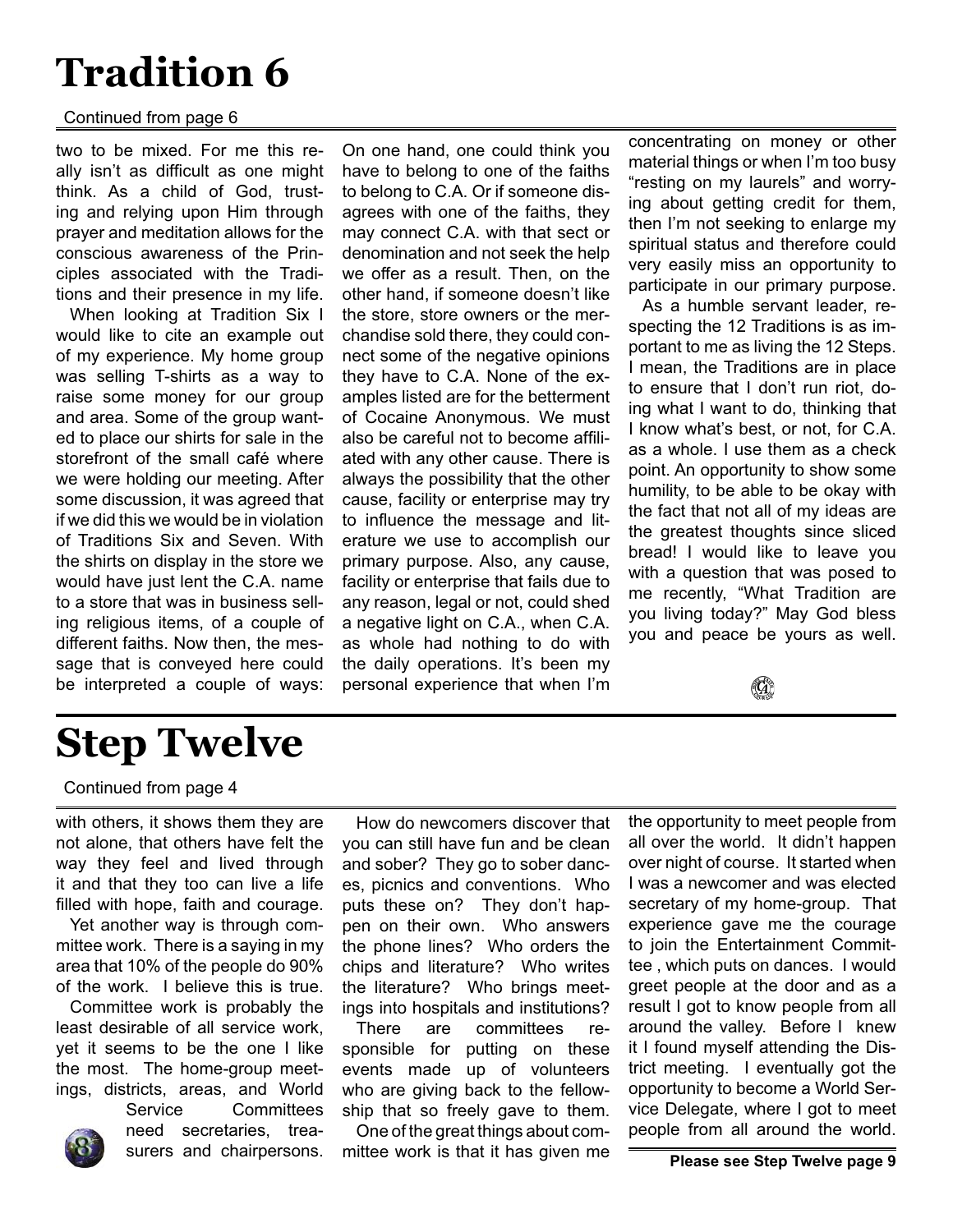# Tradition 6

Continued from page 6

two to be mixed. For me this really isn't as difficult as one might think. As a child of God, trusting and relying upon Him through prayer and meditation allows for the conscious awareness of the Principles associated with the Traditions and their presence in my life.

When looking at Tradition Six I would like to cite an example out of my experience. My home group was selling T-shirts as a way to raise some money for our group and area. Some of the group wanted to place our shirts for sale in the storefront of the small café where we were holding our meeting. After some discussion, it was agreed that if we did this we would be in violation of Traditions Six and Seven. With the shirts on display in the store we would have just lent the C.A. name to a store that was in business selling religious items, of a couple of different faiths. Now then, the message that is conveyed here could be interpreted a couple of ways: On one hand, one could think you have to belong to one of the faiths to belong to C.A. Or if someone disagrees with one of the faiths, they may connect C.A. with that sect or denomination and not seek the help we offer as a result. Then, on the other hand, if someone doesn't like the store, store owners or the merchandise sold there, they could connect some of the negative opinions they have to C.A. None of the examples listed are for the betterment of Cocaine Anonymous. We must also be careful not to become affiliated with any other cause. There is always the possibility that the other cause, facility or enterprise may try to influence the message and literature we use to accomplish our primary purpose. Also, any cause, facility or enterprise that fails due to any reason, legal or not, could shed a negative light on C.A., when C.A. as whole had nothing to do with the daily operations. It's been my personal experience that when I'm concentrating on money or other material things or when I'm too busy "resting on my laurels" and worrying about getting credit for them, then I'm not seeking to enlarge my spiritual status and therefore could very easily miss an opportunity to participate in our primary purpose.

As a humble servant leader, respecting the 12 Traditions is as important to me as living the 12 Steps. I mean, the Traditions are in place to ensure that I don't run riot, doing what I want to do, thinking that I know what's best, or not, for C.A. as a whole. I use them as a check point. An opportunity to show some humility, to be able to be okay with the fact that not all of my ideas are the greatest thoughts since sliced bread! I would like to leave you with a question that was posed to me recently, "What Tradition are you living today?" May God bless you and peace be yours as well.

# Step Twelve

Continued from page 4

with others, it shows them they are not alone, that others have felt the way they feel and lived through it and that they too can live a life filled with hope, faith and courage.

Yet another way is through committee work. There is a saying in my area that 10% of the people do 90% of the work. I believe this is true.

Committee work is probably the least desirable of all service work, yet it seems to be the one I like the most. The home-group meetings, districts, areas, and World Service Committees need secretaries, treasurers and chairpersons.

How do newcomers discover that you can still have fun and be clean and sober? They go to sober dances, picnics and conventions. Who puts these on? They don't happen on their own. Who answers the phone lines? Who orders the chips and literature? Who writes the literature? Who brings meetings into hospitals and institutions? There are committees responsible for putting on these events made up of volunteers who are giving back to the fellowship that so freely gave to them.

One of the great things about committee work is that it has given me the opportunity to meet people from all over the world. It didn't happen over night of course. It started when I was a newcomer and was elected secretary of my home-group. That experience gave me the courage to join the Entertainment Committee , which puts on dances. I would greet people at the door and as a result I got to know people from all around the valley. Before I knew it I found myself attending the District meeting. I eventually got the opportunity to become a World Service Delegate, where I got to meet people from all around the world.

**Please see Step Twelve page 9**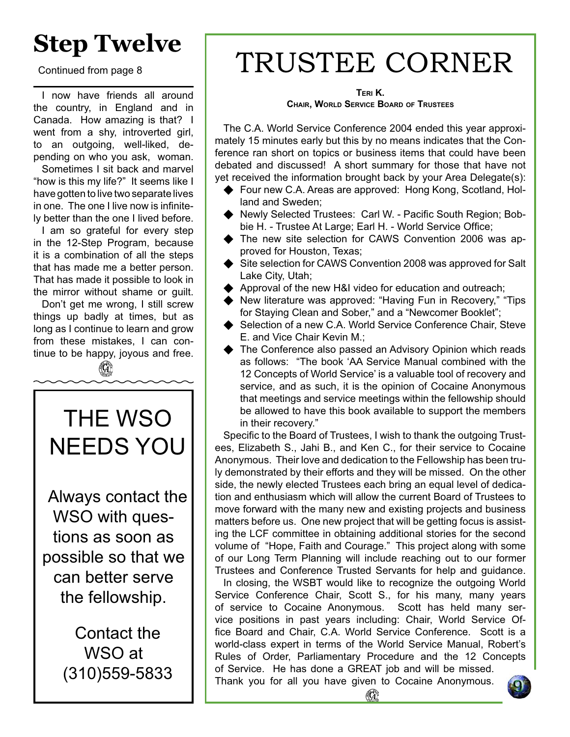# Step Twelve

Continued from page 8

I now have friends all around the country, in England and in Canada. How amazing is that? I went from a shy, introverted girl, to an outgoing, well-liked, depending on who you ask, woman.

Sometimes I sit back and marvel "how is this my life?" It seems like I have gotten to live two separate lives in one. The one I live now is infinitely better than the one I lived before.

I am so grateful for every step in the 12-Step Program, because it is a combination of all the steps that has made me a better person. That has made it possible to look in the mirror without shame or guilt.

Don't get me wrong, I still screw things up badly at times, but as long as I continue to learn and grow from these mistakes, I can continue to be happy, joyous and free.

## THE WSO NEEDS YOU

Always contact the WSO with questions as soon as possible so that we can better serve the fellowship.

Contact the WSO at (310)559-5833

# TRUSTEE CORNER

**Teri K.**
**Chair, World Service Board of Trustees**

The C.A. World Service Conference 2004 ended this year approximately 15 minutes early but this by no means indicates that the Conference ran short on topics or business items that could have been debated and discussed! A short summary for those that have not yet received the information brought back by your Area Delegate(s):

- Four new C.A. Areas are approved: Hong Kong, Scotland, Holland and Sweden;
- Newly Selected Trustees: Carl W. - Pacific South Region; Bobbie H. - Trustee At Large; Earl H. - World Service Office;
- The new site selection for CAWS Convention 2006 was approved for Houston, Texas;
- Site selection for CAWS Convention 2008 was approved for Salt Lake City, Utah;
- Approval of the new H&I video for education and outreach;
- New literature was approved: "Having Fun in Recovery," "Tips for Staying Clean and Sober," and a "Newcomer Booklet";
- Selection of a new C.A. World Service Conference Chair, Steve E. and Vice Chair Kevin M.;
- The Conference also passed an Advisory Opinion which reads as follows: "The book 'AA Service Manual combined with the 12 Concepts of World Service' is a valuable tool of recovery and service, and as such, it is the opinion of Cocaine Anonymous that meetings and service meetings within the fellowship should be allowed to have this book available to support the members in their recovery."

Specific to the Board of Trustees, I wish to thank the outgoing Trustees, Elizabeth S., Jahi B., and Ken C., for their service to Cocaine Anonymous. Their love and dedication to the Fellowship has been truly demonstrated by their efforts and they will be missed. On the other side, the newly elected Trustees each bring an equal level of dedication and enthusiasm which will allow the current Board of Trustees to move forward with the many new and existing projects and business matters before us. One new project that will be getting focus is assisting the LCF committee in obtaining additional stories for the second volume of "Hope, Faith and Courage." This project along with some of our Long Term Planning will include reaching out to our former Trustees and Conference Trusted Servants for help and guidance.

In closing, the WSBT would like to recognize the outgoing World Service Conference Chair, Scott S., for his many, many years of service to Cocaine Anonymous. Scott has held many service positions in past years including: Chair, World Service Office Board and Chair, C.A. World Service Conference. Scott is a world-class expert in terms of the World Service Manual, Robert's Rules of Order, Parliamentary Procedure and the 12 Concepts of Service. He has done a GREAT job and will be missed. Thank you for all you have given to Cocaine Anonymous.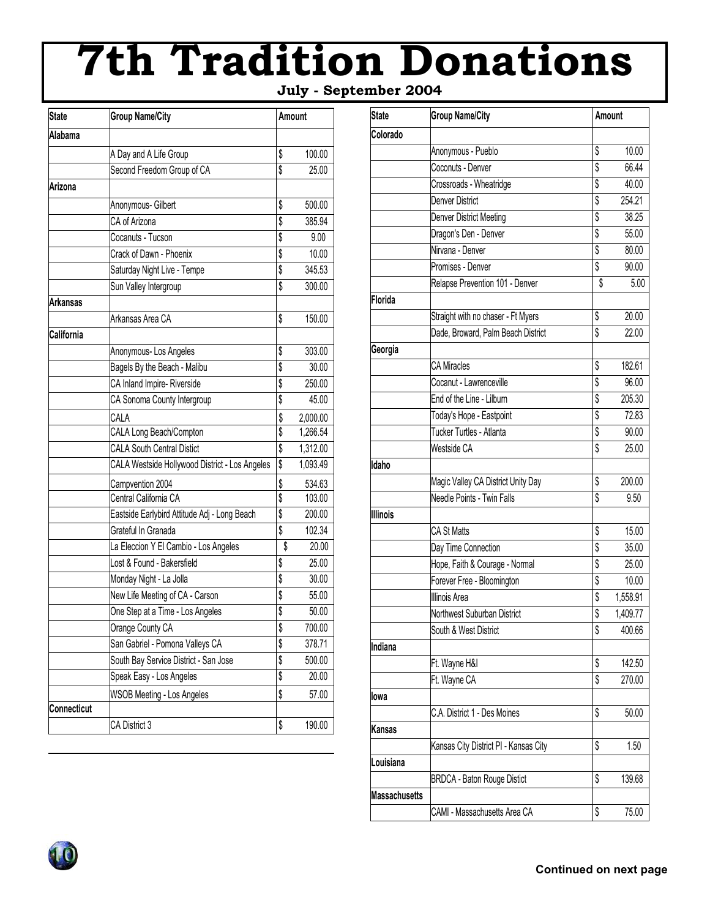# 7th Tradition Donations

**July - September 2004**

| State | Group Name/City | Amount |
|---|---|---|
| **Alabama** | | |
| | A Day and A Life Group | $ 100.00 |
| | Second Freedom Group of CA | $ 25.00 |
| **Arizona** | | |
| | Anonymous- Gilbert | $ 500.00 |
| | CA of Arizona | $ 385.94 |
| | Cocanuts - Tucson | $ 9.00 |
| | Crack of Dawn - Phoenix | $ 10.00 |
| | Saturday Night Live - Tempe | $ 345.53 |
| | Sun Valley Intergroup | $ 300.00 |
| **Arkansas** | | |
| | Arkansas Area CA | $ 150.00 |
| **California** | | |
| | Anonymous- Los Angeles | $ 303.00 |
| | Bagels By the Beach - Malibu | $ 30.00 |
| | CA Inland Impire- Riverside | $ 250.00 |
| | CA Sonoma County Intergroup | $ 45.00 |
| | CALA | $ 2,000.00 |
| | CALA Long Beach/Compton | $ 1,266.54 |
| | CALA South Central Distict | $ 1,312.00 |
| | CALA Westside Hollywood District - Los Angeles | $ 1,093.49 |
| | Campvention 2004 | $ 534.63 |
| | Central California CA | $ 103.00 |
| | Eastside Earlybird Attitude Adj - Long Beach | $ 200.00 |
| | Grateful In Granada | $ 102.34 |
| | La Eleccion Y El Cambio - Los Angeles | $ 20.00 |
| | Lost & Found - Bakersfield | $ 25.00 |
| | Monday Night - La Jolla | $ 30.00 |
| | New Life Meeting of CA - Carson | $ 55.00 |
| | One Step at a Time - Los Angeles | $ 50.00 |
| | Orange County CA | $ 700.00 |
| | San Gabriel - Pomona Valleys CA | $ 378.71 |
| | South Bay Service District - San Jose | $ 500.00 |
| | Speak Easy - Los Angeles | $ 20.00 |
| | WSOB Meeting - Los Angeles | $ 57.00 |
| **Connecticut** | | |
| | CA District 3 | $ 190.00 |

| State | Group Name/City | Amount |
|---|---|---|
| **Colorado** | | |
| | Anonymous - Pueblo | $ 10.00 |
| | Coconuts - Denver | $ 66.44 |
| | Crossroads - Wheatridge | $ 40.00 |
| | Denver District | $ 254.21 |
| | Denver District Meeting | $ 38.25 |
| | Dragon's Den - Denver | $ 55.00 |
| | Nirvana - Denver | $ 80.00 |
| | Promises - Denver | $ 90.00 |
| | Relapse Prevention 101 - Denver | $ 5.00 |
| **Florida** | | |
| | Straight with no chaser - Ft Myers | $ 20.00 |
| | Dade, Broward, Palm Beach District | $ 22.00 |
| **Georgia** | | |
| | CA Miracles | $ 182.61 |
| | Cocanut - Lawrenceville | $ 96.00 |
| | End of the Line - Lilburn | $ 205.30 |
| | Today's Hope - Eastpoint | $ 72.83 |
| | Tucker Turtles - Atlanta | $ 90.00 |
| | Westside CA | $ 25.00 |
| **Idaho** | | |
| | Magic Valley CA District Unity Day | $ 200.00 |
| | Needle Points - Twin Falls | $ 9.50 |
| **Illinois** | | |
| | CA St Matts | $ 15.00 |
| | Day Time Connection | $ 35.00 |
| | Hope, Faith & Courage - Normal | $ 25.00 |
| | Forever Free - Bloomington | $ 10.00 |
| | Illinois Area | $ 1,558.91 |
| | Northwest Suburban District | $ 1,409.77 |
| | South & West District | $ 400.66 |
| **Indiana** | | |
| | Ft. Wayne H&I | $ 142.50 |
| | Ft. Wayne CA | $ 270.00 |
| **Iowa** | | |
| | C.A. District 1 - Des Moines | $ 50.00 |
| **Kansas** | | |
| | Kansas City District PI - Kansas City | $ 1.50 |
| **Louisiana** | | |
| | BRDCA - Baton Rouge Distict | $ 139.68 |
| **Massachusetts** | | |
| | CAMI - Massachusetts Area CA | $ 75.00 |

**Continued on next page**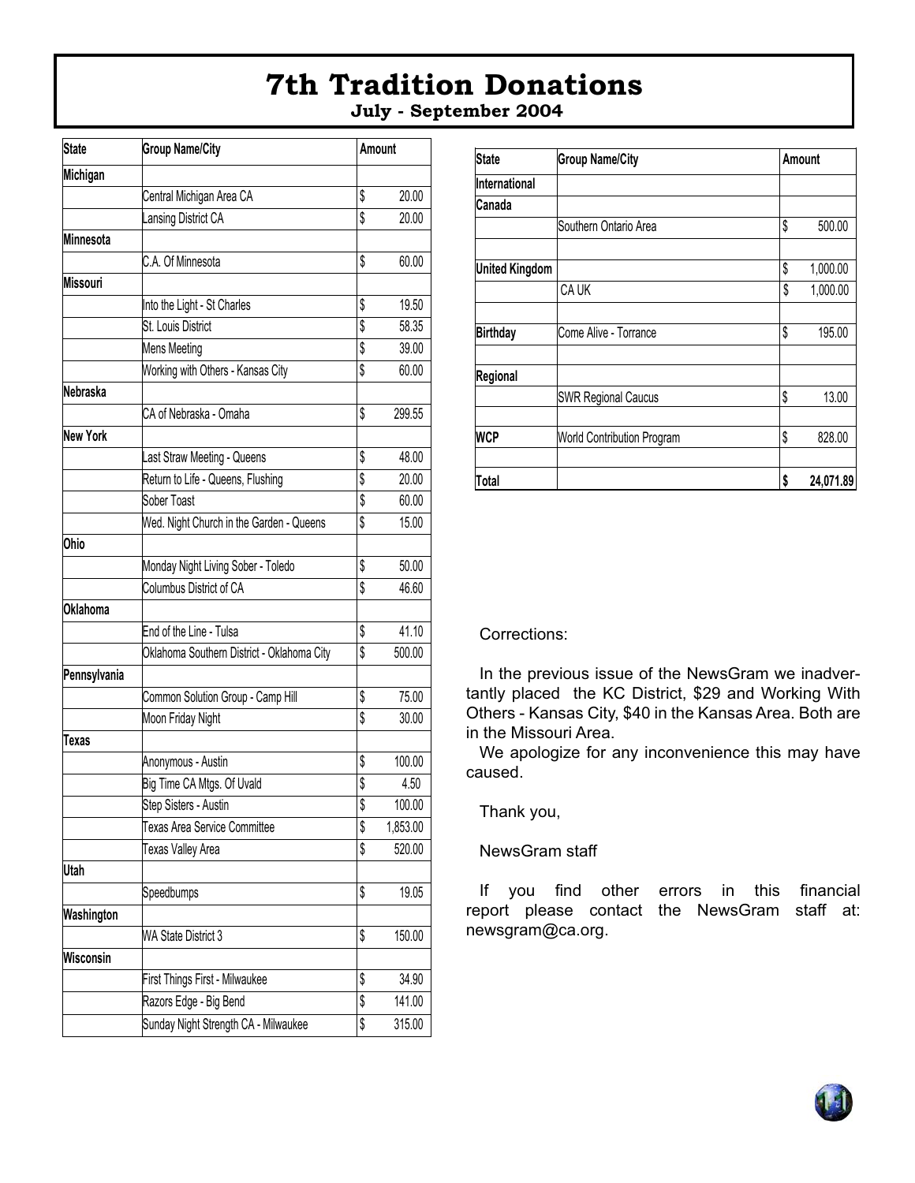# 7th Tradition Donations

**July - September 2004**

| State | Group Name/City | Amount |
|---|---|---|
| **Michigan** | | |
| | Central Michigan Area CA | $ 20.00 |
| | Lansing District CA | $ 20.00 |
| **Minnesota** | | |
| | C.A. Of Minnesota | $ 60.00 |
| **Missouri** | | |
| | Into the Light - St Charles | $ 19.50 |
| | St. Louis District | $ 58.35 |
| | Mens Meeting | $ 39.00 |
| | Working with Others - Kansas City | $ 60.00 |
| **Nebraska** | | |
| | CA of Nebraska - Omaha | $ 299.55 |
| **New York** | | |
| | Last Straw Meeting - Queens | $ 48.00 |
| | Return to Life - Queens, Flushing | $ 20.00 |
| | Sober Toast | $ 60.00 |
| | Wed. Night Church in the Garden - Queens | $ 15.00 |
| **Ohio** | | |
| | Monday Night Living Sober - Toledo | $ 50.00 |
| | Columbus District of CA | $ 46.60 |
| **Oklahoma** | | |
| | End of the Line - Tulsa | $ 41.10 |
| | Oklahoma Southern District - Oklahoma City | $ 500.00 |
| **Pennsylvania** | | |
| | Common Solution Group - Camp Hill | $ 75.00 |
| | Moon Friday Night | $ 30.00 |
| **Texas** | | |
| | Anonymous - Austin | $ 100.00 |
| | Big Time CA Mtgs. Of Uvald | $ 4.50 |
| | Step Sisters - Austin | $ 100.00 |
| | Texas Area Service Committee | $ 1,853.00 |
| | Texas Valley Area | $ 520.00 |
| **Utah** | | |
| | Speedbumps | $ 19.05 |
| **Washington** | | |
| | WA State District 3 | $ 150.00 |
| **Wisconsin** | | |
| | First Things First - Milwaukee | $ 34.90 |
| | Razors Edge - Big Bend | $ 141.00 |
| | Sunday Night Strength CA - Milwaukee | $ 315.00 |

| State | Group Name/City | Amount |
|---|---|---|
| **International** | | |
| **Canada** | | |
| | Southern Ontario Area | $ 500.00 |
| | | |
| **United Kingdom** | | $ 1,000.00 |
| | CA UK | $ 1,000.00 |
| | | |
| **Birthday** | Come Alive - Torrance | $ 195.00 |
| | | |
| **Regional** | | |
| | SWR Regional Caucus | $ 13.00 |
| | | |
| **WCP** | World Contribution Program | $ 828.00 |
| | | |
| **Total** | | **$ 24,071.89** |

Corrections:

In the previous issue of the NewsGram we inadvertantly placed the KC District, $29 and Working With Others - Kansas City, $40 in the Kansas Area. Both are in the Missouri Area.

We apologize for any inconvenience this may have caused.

Thank you,

NewsGram staff

If you find other errors in this financial report please contact the NewsGram staff at: newsgram@ca.org.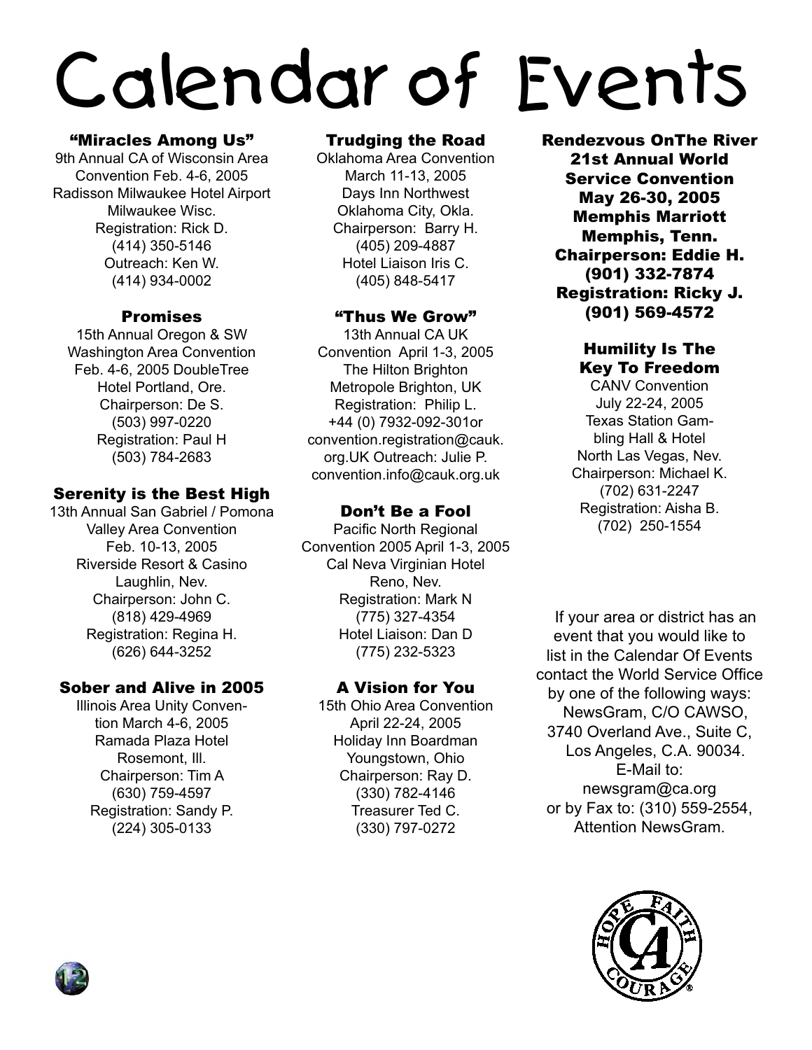# Calendar of Events

### "Miracles Among Us"

9th Annual CA of Wisconsin Area Convention Feb. 4-6, 2005
Radisson Milwaukee Hotel Airport
Milwaukee Wisc.
Registration: Rick D.
(414) 350-5146
Outreach: Ken W.
(414) 934-0002

### Promises

15th Annual Oregon & SW Washington Area Convention
Feb. 4-6, 2005 DoubleTree Hotel Portland, Ore.
Chairperson: De S.
(503) 997-0220
Registration: Paul H
(503) 784-2683

### Serenity is the Best High

13th Annual San Gabriel / Pomona Valley Area Convention
Feb. 10-13, 2005
Riverside Resort & Casino
Laughlin, Nev.
Chairperson: John C.
(818) 429-4969
Registration: Regina H.
(626) 644-3252

### Sober and Alive in 2005

Illinois Area Unity Convention March 4-6, 2005
Ramada Plaza Hotel
Rosemont, Ill.
Chairperson: Tim A
(630) 759-4597
Registration: Sandy P.
(224) 305-0133

### Trudging the Road

Oklahoma Area Convention
March 11-13, 2005
Days Inn Northwest
Oklahoma City, Okla.
Chairperson: Barry H.
(405) 209-4887
Hotel Liaison Iris C.
(405) 848-5417

### "Thus We Grow"

13th Annual CA UK Convention April 1-3, 2005
The Hilton Brighton
Metropole Brighton, UK
Registration: Philip L.
+44 (0) 7932-092-301or
convention.registration@cauk.org.UK Outreach: Julie P.
convention.info@cauk.org.uk

### Don't Be a Fool

Pacific North Regional Convention 2005 April 1-3, 2005
Cal Neva Virginian Hotel
Reno, Nev.
Registration: Mark N
(775) 327-4354
Hotel Liaison: Dan D
(775) 232-5323

### A Vision for You

15th Ohio Area Convention
April 22-24, 2005
Holiday Inn Boardman
Youngstown, Ohio
Chairperson: Ray D.
(330) 782-4146
Treasurer Ted C.
(330) 797-0272

### Rendezvous OnThe River

**21st Annual World Service Convention**
**May 26-30, 2005**
**Memphis Marriott**
**Memphis, Tenn.**
**Chairperson: Eddie H.**
**(901) 332-7874**
**Registration: Ricky J.**
**(901) 569-4572**

### Humility Is The Key To Freedom

CANV Convention
July 22-24, 2005
Texas Station Gambling Hall & Hotel
North Las Vegas, Nev.
Chairperson: Michael K.
(702) 631-2247
Registration: Aisha B.
(702) 250-1554

If your area or district has an event that you would like to list in the Calendar Of Events contact the World Service Office by one of the following ways:
NewsGram, C/O CAWSO,
3740 Overland Ave., Suite C,
Los Angeles, C.A. 90034.
E-Mail to:
newsgram@ca.org
or by Fax to: (310) 559-2554,
Attention NewsGram.